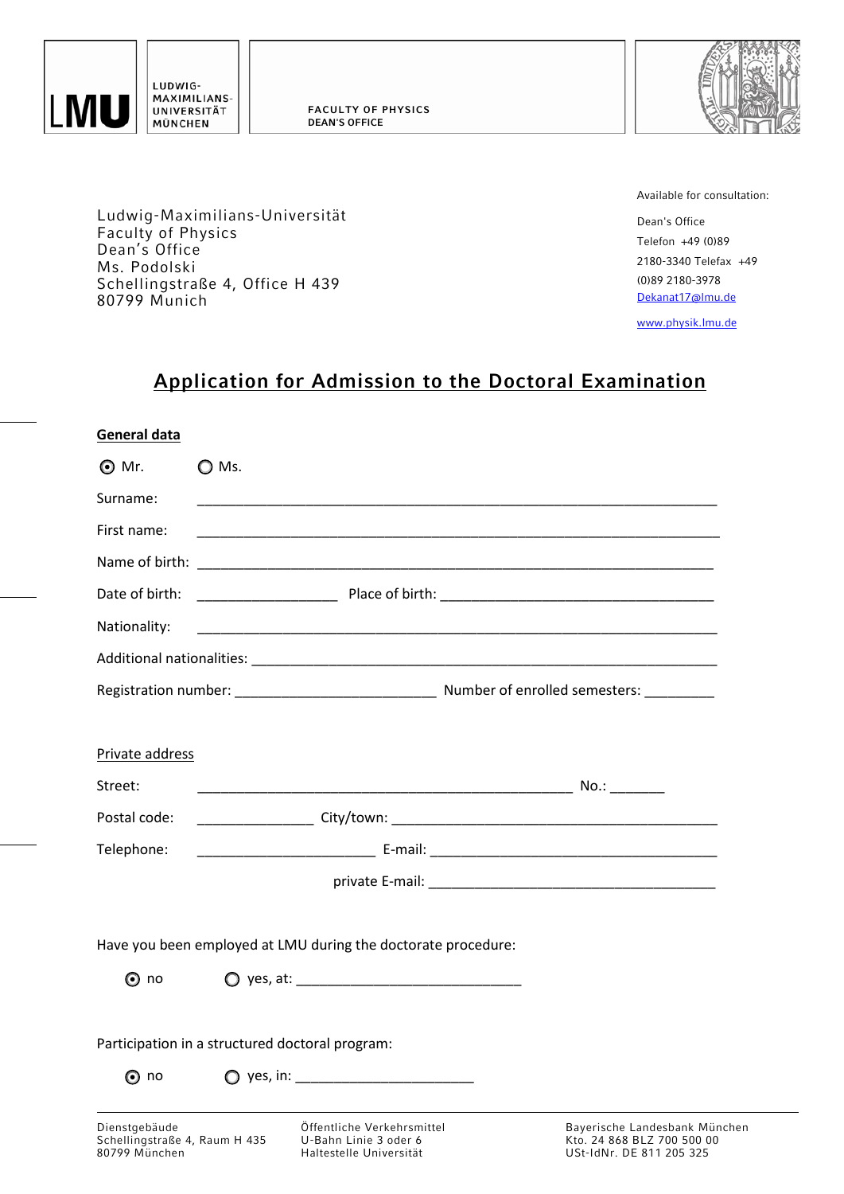LMU | LUDWIG-MAXIMILIANS-UNIVERSITÄT MÜNCHEN

FACULTY OF PHYSICS
DEAN'S OFFICE

Ludwig-Maximilians-Universität
Faculty of Physics
Dean's Office
Ms. Podolski
Schellingstraße 4, Office H 439
80799 Munich

Available for consultation:

Dean's Office
Telefon +49 (0)89 2180-3340 Telefax +49 (0)89 2180-3978
Dekanat17@lmu.de

www.physik.lmu.de

# Application for Admission to the Doctoral Examination

## General data

◉ Mr. ○ Ms.

Surname: ______________________________________________

First name: ______________________________________________

Name of birth: ______________________________________________

Date of birth: ______________ Place of birth: ______________________________

Nationality: ______________________________________________

Additional nationalities: ______________________________________________

Registration number: ____________________ Number of enrolled semesters: ________

Private address

Street: ________________________________________ No.: ______

Postal code: ____________ City/town: ______________________________

Telephone: ________________ E-mail: ______________________________

private E-mail: ______________________________

Have you been employed at LMU during the doctorate procedure:

◉ no ○ yes, at: ________________________

Participation in a structured doctoral program:

◉ no ○ yes, in: ____________________

Dienstgebäude
Schellingstraße 4, Raum H 435
80799 München

Öffentliche Verkehrsmittel
U-Bahn Linie 3 oder 6
Haltestelle Universität

Bayerische Landesbank München
Kto. 24 868 BLZ 700 500 00
USt-IdNr. DE 811 205 325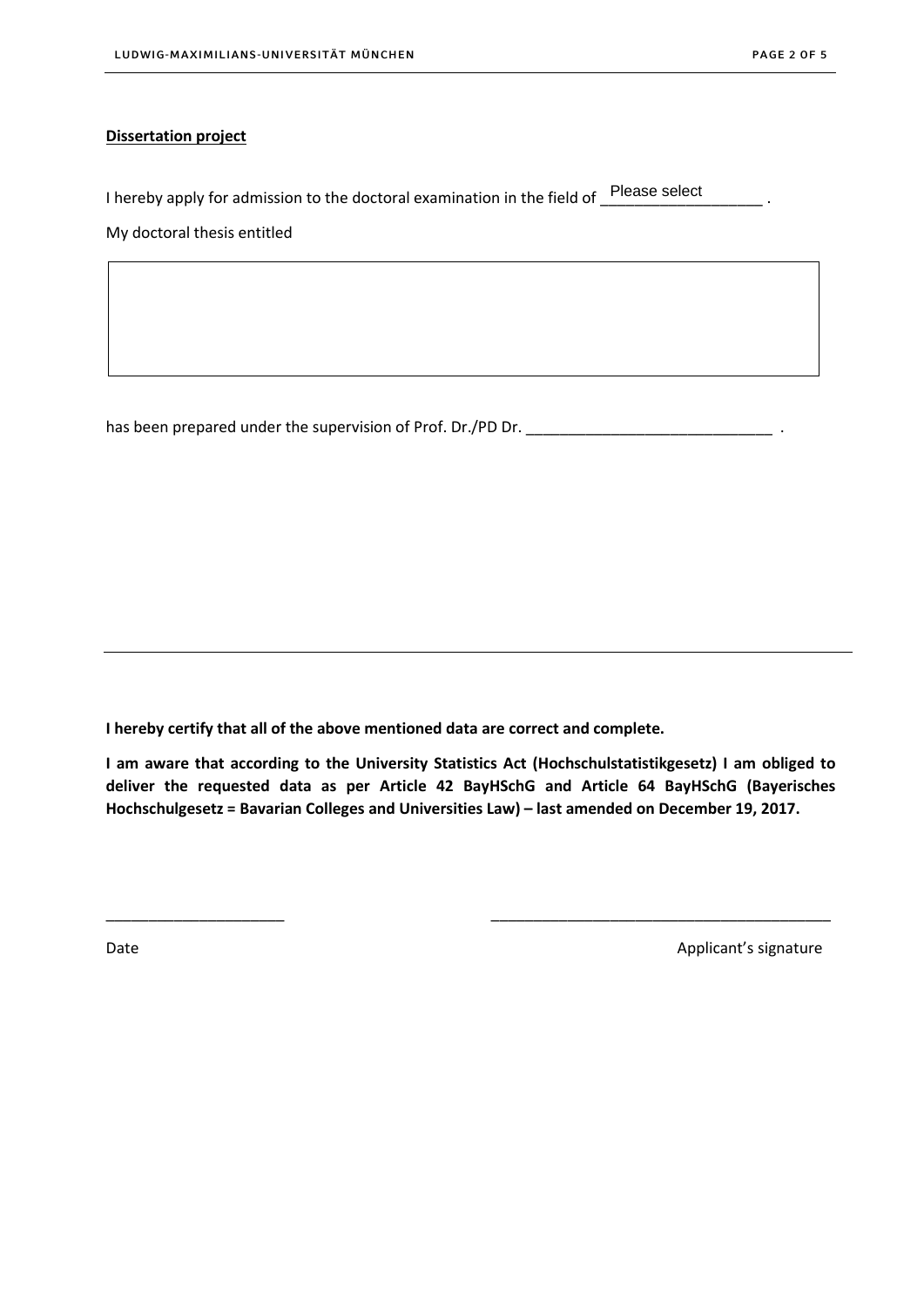**Dissertation project**

I hereby apply for admission to the doctoral examination in the field of Please select __________________ .

My doctoral thesis entitled

| |
|---|
| |

has been prepared under the supervision of Prof. Dr./PD Dr. _____________________________ .

---

**I hereby certify that all of the above mentioned data are correct and complete.**

**I am aware that according to the University Statistics Act (Hochschulstatistikgesetz) I am obliged to deliver the requested data as per Article 42 BayHSchG and Article 64 BayHSchG (Bayerisches Hochschulgesetz = Bavarian Colleges and Universities Law) – last amended on December 19, 2017.**

_____________________ _________________________________________

Date Applicant's signature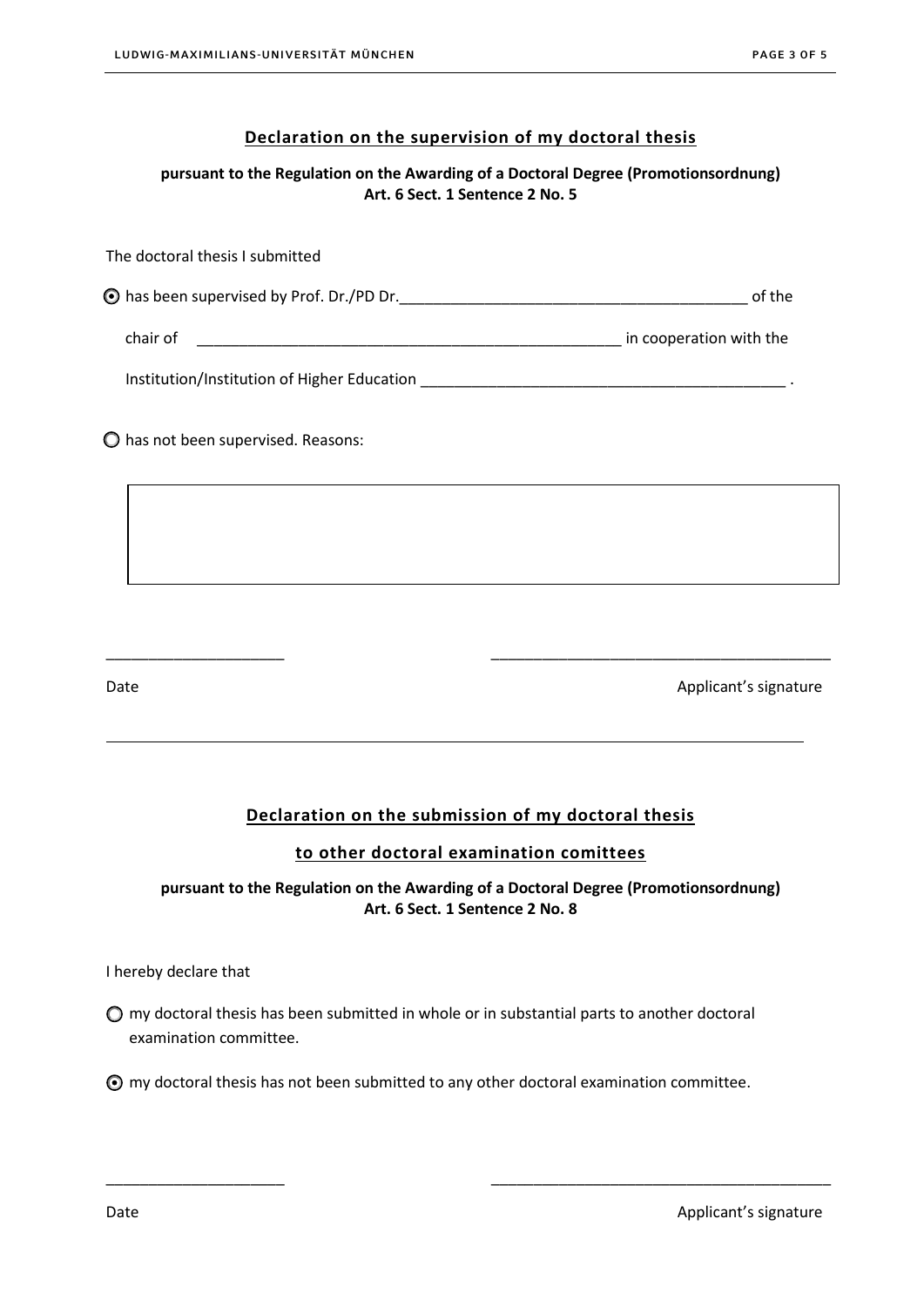## Declaration on the supervision of my doctoral thesis

**pursuant to the Regulation on the Awarding of a Doctoral Degree (Promotionsordnung) Art. 6 Sect. 1 Sentence 2 No. 5**

The doctoral thesis I submitted

◉ has been supervised by Prof. Dr./PD Dr.________________________________________ of the

chair of ________________________________________________ in cooperation with the

Institution/Institution of Higher Education __________________________________________ .

○ has not been supervised. Reasons:

|   |
|---|
|   |

_____________________                    ________________________________________

Date                                                                                    Applicant's signature

---

## Declaration on the submission of my doctoral thesis to other doctoral examination comittees

**pursuant to the Regulation on the Awarding of a Doctoral Degree (Promotionsordnung) Art. 6 Sect. 1 Sentence 2 No. 8**

I hereby declare that

○ my doctoral thesis has been submitted in whole or in substantial parts to another doctoral examination committee.

◉ my doctoral thesis has not been submitted to any other doctoral examination committee.

_____________________                    ________________________________________

Date                                                                                    Applicant's signature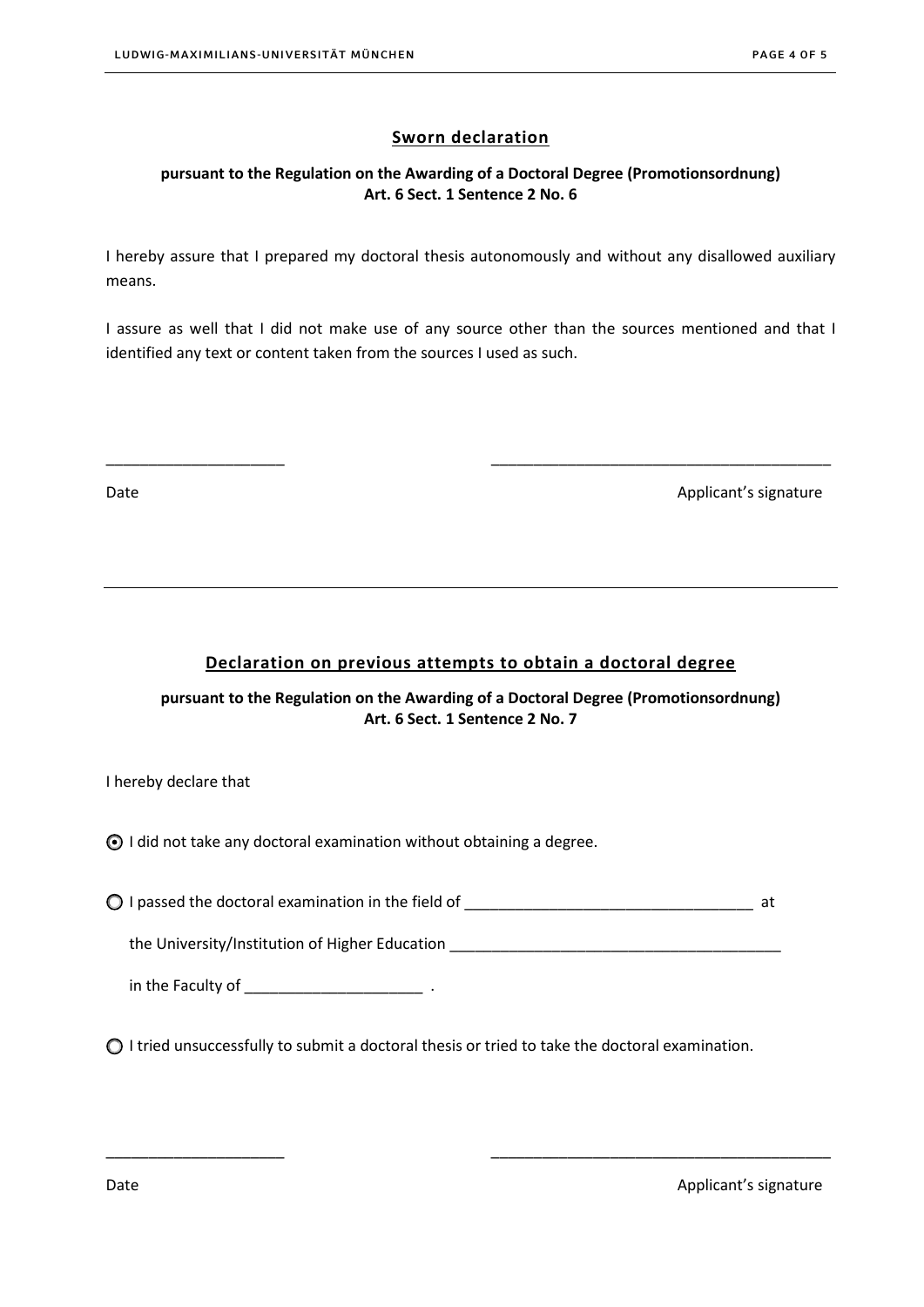## Sworn declaration

**pursuant to the Regulation on the Awarding of a Doctoral Degree (Promotionsordnung)**
**Art. 6 Sect. 1 Sentence 2 No. 6**

I hereby assure that I prepared my doctoral thesis autonomously and without any disallowed auxiliary means.

I assure as well that I did not make use of any source other than the sources mentioned and that I identified any text or content taken from the sources I used as such.

_____________________ _________________________________________

Date Applicant's signature

---

## Declaration on previous attempts to obtain a doctoral degree

**pursuant to the Regulation on the Awarding of a Doctoral Degree (Promotionsordnung)**
**Art. 6 Sect. 1 Sentence 2 No. 7**

I hereby declare that

- (x) I did not take any doctoral examination without obtaining a degree.

- ( ) I passed the doctoral examination in the field of __________________________________ at

  the University/Institution of Higher Education _______________________________________

  in the Faculty of _____________________ .

- ( ) I tried unsuccessfully to submit a doctoral thesis or tried to take the doctoral examination.

_____________________ _________________________________________

Date Applicant's signature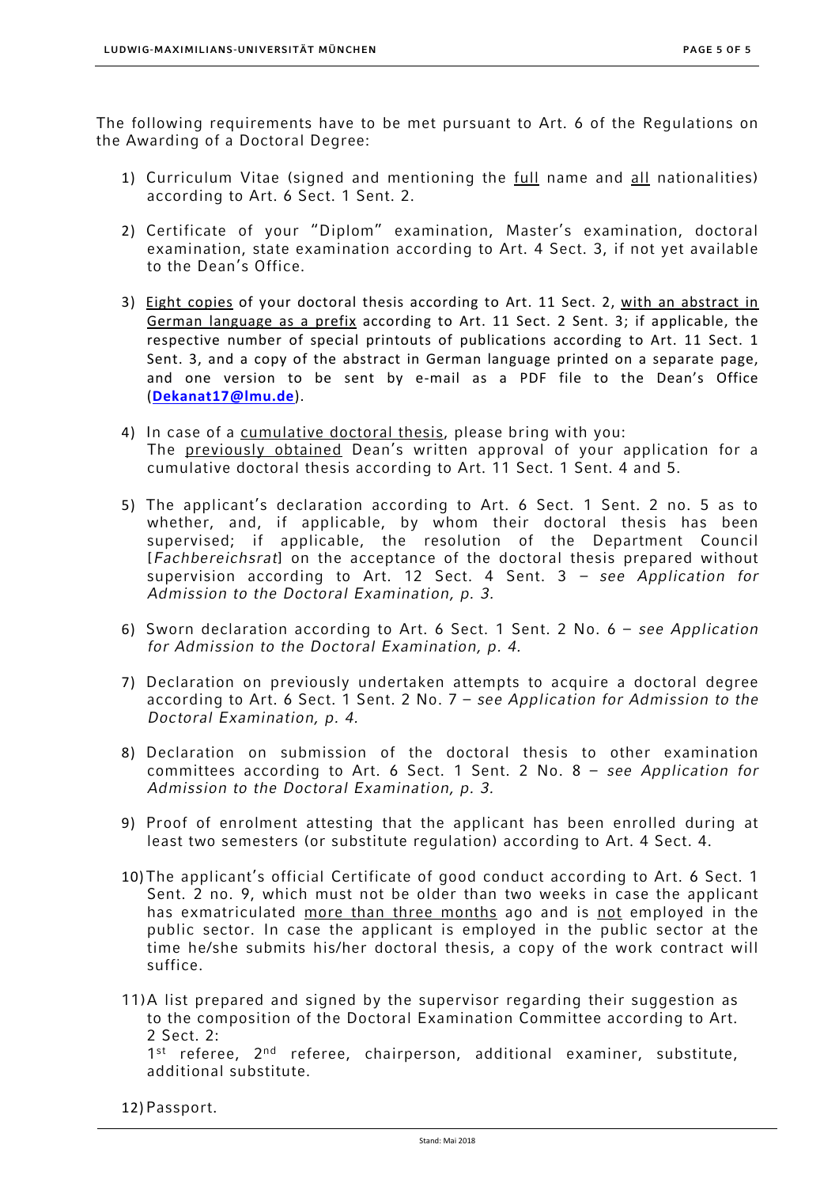The following requirements have to be met pursuant to Art. 6 of the Regulations on the Awarding of a Doctoral Degree:

1) Curriculum Vitae (signed and mentioning the full name and all nationalities) according to Art. 6 Sect. 1 Sent. 2.

2) Certificate of your "Diplom" examination, Master's examination, doctoral examination, state examination according to Art. 4 Sect. 3, if not yet available to the Dean's Office.

3) Eight copies of your doctoral thesis according to Art. 11 Sect. 2, with an abstract in German language as a prefix according to Art. 11 Sect. 2 Sent. 3; if applicable, the respective number of special printouts of publications according to Art. 11 Sect. 1 Sent. 3, and a copy of the abstract in German language printed on a separate page, and one version to be sent by e-mail as a PDF file to the Dean's Office (**Dekanat17@lmu.de**).

4) In case of a cumulative doctoral thesis, please bring with you: The previously obtained Dean's written approval of your application for a cumulative doctoral thesis according to Art. 11 Sect. 1 Sent. 4 and 5.

5) The applicant's declaration according to Art. 6 Sect. 1 Sent. 2 no. 5 as to whether, and, if applicable, by whom their doctoral thesis has been supervised; if applicable, the resolution of the Department Council [*Fachbereichsrat*] on the acceptance of the doctoral thesis prepared without supervision according to Art. 12 Sect. 4 Sent. 3 – *see Application for Admission to the Doctoral Examination, p. 3.*

6) Sworn declaration according to Art. 6 Sect. 1 Sent. 2 No. 6 – *see Application for Admission to the Doctoral Examination, p. 4.*

7) Declaration on previously undertaken attempts to acquire a doctoral degree according to Art. 6 Sect. 1 Sent. 2 No. 7 – *see Application for Admission to the Doctoral Examination, p. 4.*

8) Declaration on submission of the doctoral thesis to other examination committees according to Art. 6 Sect. 1 Sent. 2 No. 8 – *see Application for Admission to the Doctoral Examination, p. 3.*

9) Proof of enrolment attesting that the applicant has been enrolled during at least two semesters (or substitute regulation) according to Art. 4 Sect. 4.

10) The applicant's official Certificate of good conduct according to Art. 6 Sect. 1 Sent. 2 no. 9, which must not be older than two weeks in case the applicant has exmatriculated more than three months ago and is not employed in the public sector. In case the applicant is employed in the public sector at the time he/she submits his/her doctoral thesis, a copy of the work contract will suffice.

11) A list prepared and signed by the supervisor regarding their suggestion as to the composition of the Doctoral Examination Committee according to Art. 2 Sect. 2:
1st referee, 2nd referee, chairperson, additional examiner, substitute, additional substitute.

12) Passport.

Stand: Mai 2018